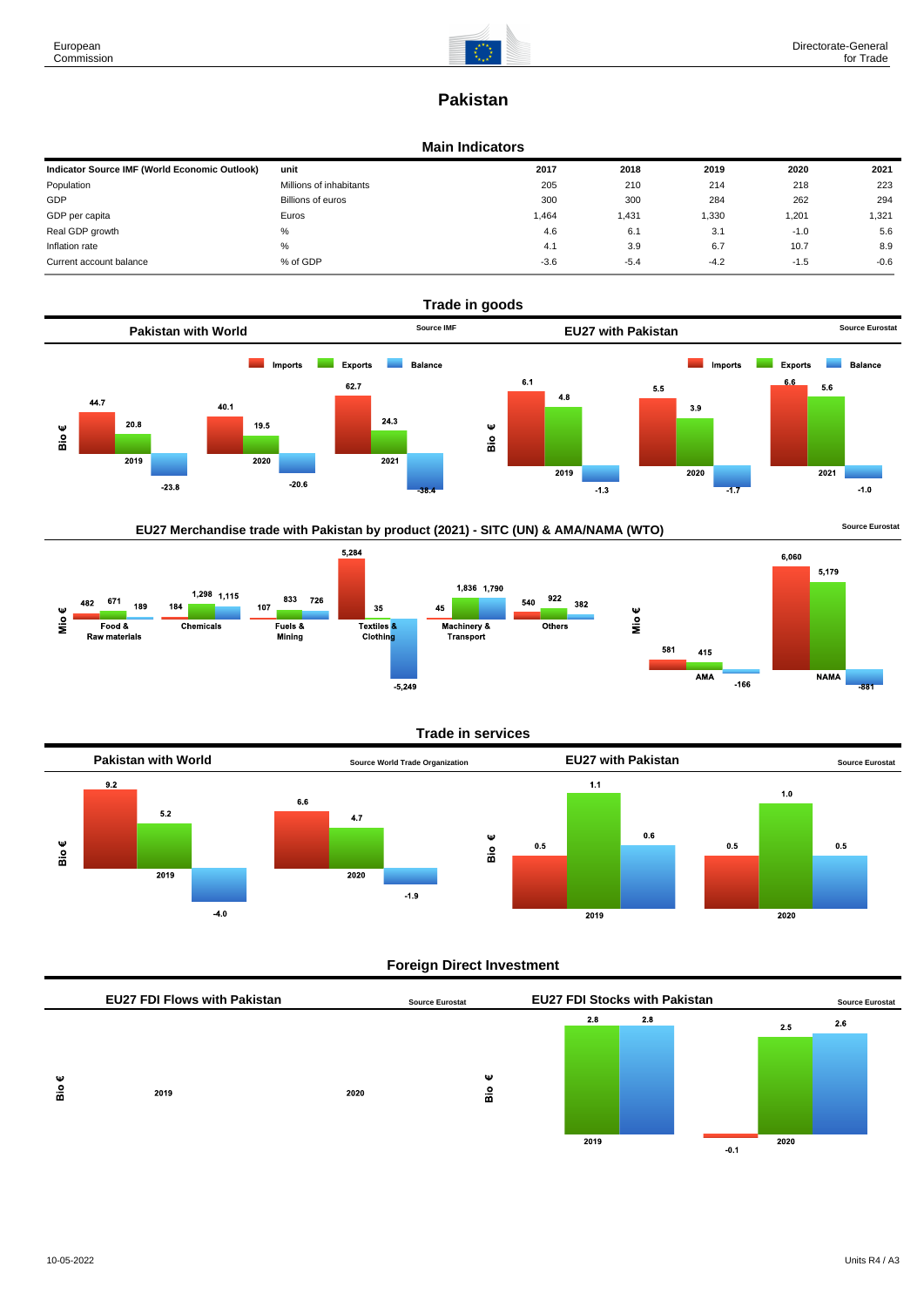# Pakistan

## Main Indicators

| Indicator Source IMF (World Economic Outlook) | unit | 2017 | 2018 | 2019 | 2020 | 2021 |
|---|---|---|---|---|---|---|
| Population | Millions of inhabitants | 205 | 210 | 214 | 218 | 223 |
| GDP | Billions of euros | 300 | 300 | 284 | 262 | 294 |
| GDP per capita | Euros | 1,464 | 1,431 | 1,330 | 1,201 | 1,321 |
| Real GDP growth | % | 4.6 | 6.1 | 3.1 | -1.0 | 5.6 |
| Inflation rate | % | 4.1 | 3.9 | 6.7 | 10.7 | 8.9 |
| Current account balance | % of GDP | -3.6 | -5.4 | -4.2 | -1.5 | -0.6 |

## Trade in goods

### Pakistan with World

Source IMF

Bio €

| | Imports | Exports | Balance |
|---|---|---|---|
| 2019 | 44.7 | 20.8 | -23.8 |
| 2020 | 40.1 | 19.5 | -20.6 |
| 2021 | 62.7 | 24.3 | -38.4 |

### EU27 with Pakistan

Source Eurostat

Bio €

| | Imports | Exports | Balance |
|---|---|---|---|
| 2019 | 6.1 | 4.8 | -1.3 |
| 2020 | 5.5 | 3.9 | -1.7 |
| 2021 | 6.6 | 5.6 | -1.0 |

### EU27 Merchandise trade with Pakistan by product (2021) - SITC (UN) & AMA/NAMA (WTO)

Source Eurostat

Mio €

| | Imports | Exports | Balance |
|---|---|---|---|
| Food & Raw materials | 482 | 671 | 189 |
| Chemicals | 184 | 1,298 | 1,115 |
| Fuels & Mining | 107 | 833 | 726 |
| Textiles & Clothing | 5,284 | 35 | -5,249 |
| Machinery & Transport | 45 | 1,836 | 1,790 |
| Others | 540 | 922 | 382 |
| AMA | 581 | 415 | -166 |
| NAMA | 6,060 | 5,179 | -881 |

## Trade in services

### Pakistan with World

Source World Trade Organization

Bio €

| | Imports | Exports | Balance |
|---|---|---|---|
| 2019 | 9.2 | 5.2 | -4.0 |
| 2020 | 6.6 | 4.7 | -1.9 |

### EU27 with Pakistan

Source Eurostat

Bio €

| | Imports | Exports | Balance |
|---|---|---|---|
| 2019 | 0.5 | 1.1 | 0.6 |
| 2020 | 0.5 | 1.0 | 0.5 |

## Foreign Direct Investment

### EU27 FDI Flows with Pakistan

Source Eurostat

Bio €

2019

2020

### EU27 FDI Stocks with Pakistan

Source Eurostat

Bio €

| | | | |
|---|---|---|---|
| 2019 | | 2.8 | 2.8 |
| 2020 | -0.1 | 2.5 | 2.6 |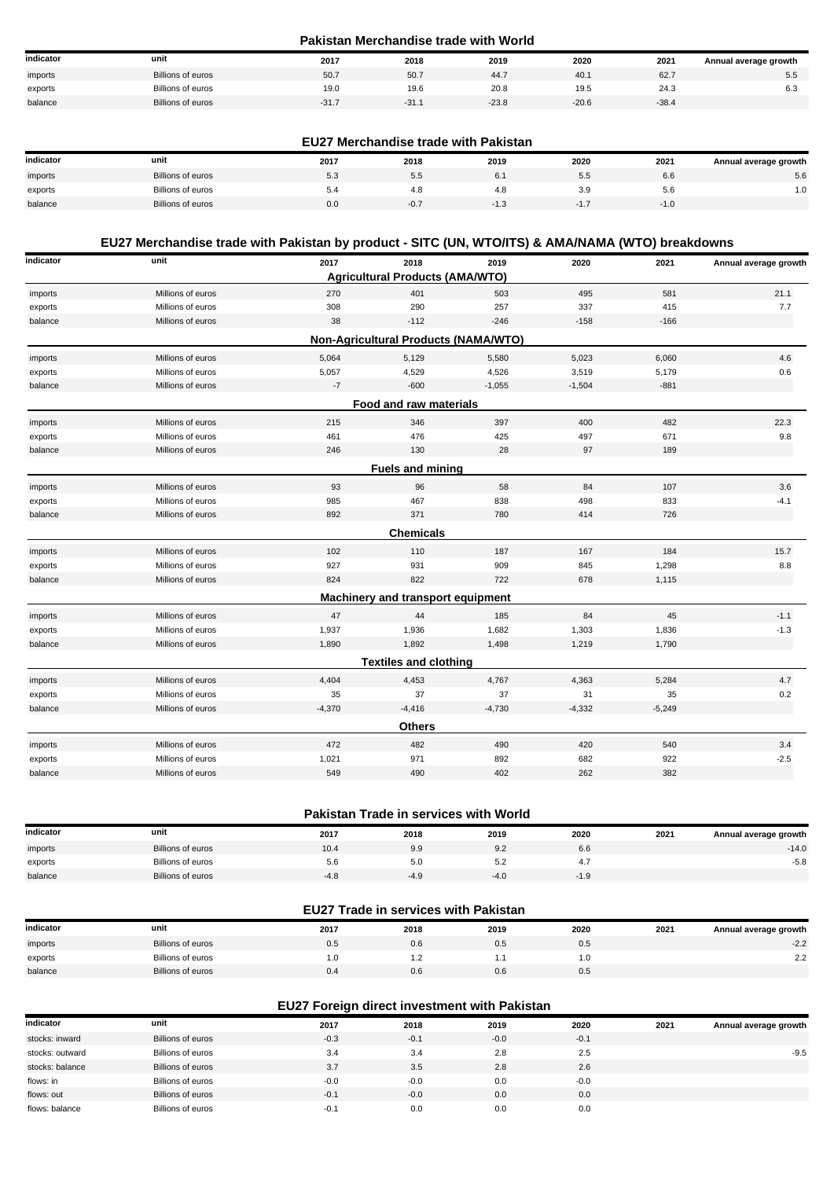## Pakistan Merchandise trade with World

| indicator | unit | 2017 | 2018 | 2019 | 2020 | 2021 | Annual average growth |
|---|---|---|---|---|---|---|---|
| imports | Billions of euros | 50.7 | 50.7 | 44.7 | 40.1 | 62.7 | 5.5 |
| exports | Billions of euros | 19.0 | 19.6 | 20.8 | 19.5 | 24.3 | 6.3 |
| balance | Billions of euros | -31.7 | -31.1 | -23.8 | -20.6 | -38.4 | |

## EU27 Merchandise trade with Pakistan

| indicator | unit | 2017 | 2018 | 2019 | 2020 | 2021 | Annual average growth |
|---|---|---|---|---|---|---|---|
| imports | Billions of euros | 5.3 | 5.5 | 6.1 | 5.5 | 6.6 | 5.6 |
| exports | Billions of euros | 5.4 | 4.8 | 4.8 | 3.9 | 5.6 | 1.0 |
| balance | Billions of euros | 0.0 | -0.7 | -1.3 | -1.7 | -1.0 | |

## EU27 Merchandise trade with Pakistan by product - SITC (UN, WTO/ITS) & AMA/NAMA (WTO) breakdowns

| indicator | unit | 2017 | 2018 | 2019 | 2020 | 2021 | Annual average growth |
|---|---|---|---|---|---|---|---|
| | | | **Agricultural Products (AMA/WTO)** | | | | |
| imports | Millions of euros | 270 | 401 | 503 | 495 | 581 | 21.1 |
| exports | Millions of euros | 308 | 290 | 257 | 337 | 415 | 7.7 |
| balance | Millions of euros | 38 | -112 | -246 | -158 | -166 | |
| | | | **Non-Agricultural Products (NAMA/WTO)** | | | | |
| imports | Millions of euros | 5,064 | 5,129 | 5,580 | 5,023 | 6,060 | 4.6 |
| exports | Millions of euros | 5,057 | 4,529 | 4,526 | 3,519 | 5,179 | 0.6 |
| balance | Millions of euros | -7 | -600 | -1,055 | -1,504 | -881 | |
| | | | **Food and raw materials** | | | | |
| imports | Millions of euros | 215 | 346 | 397 | 400 | 482 | 22.3 |
| exports | Millions of euros | 461 | 476 | 425 | 497 | 671 | 9.8 |
| balance | Millions of euros | 246 | 130 | 28 | 97 | 189 | |
| | | | **Fuels and mining** | | | | |
| imports | Millions of euros | 93 | 96 | 58 | 84 | 107 | 3.6 |
| exports | Millions of euros | 985 | 467 | 838 | 498 | 833 | -4.1 |
| balance | Millions of euros | 892 | 371 | 780 | 414 | 726 | |
| | | | **Chemicals** | | | | |
| imports | Millions of euros | 102 | 110 | 187 | 167 | 184 | 15.7 |
| exports | Millions of euros | 927 | 931 | 909 | 845 | 1,298 | 8.8 |
| balance | Millions of euros | 824 | 822 | 722 | 678 | 1,115 | |
| | | | **Machinery and transport equipment** | | | | |
| imports | Millions of euros | 47 | 44 | 185 | 84 | 45 | -1.1 |
| exports | Millions of euros | 1,937 | 1,936 | 1,682 | 1,303 | 1,836 | -1.3 |
| balance | Millions of euros | 1,890 | 1,892 | 1,498 | 1,219 | 1,790 | |
| | | | **Textiles and clothing** | | | | |
| imports | Millions of euros | 4,404 | 4,453 | 4,767 | 4,363 | 5,284 | 4.7 |
| exports | Millions of euros | 35 | 37 | 37 | 31 | 35 | 0.2 |
| balance | Millions of euros | -4,370 | -4,416 | -4,730 | -4,332 | -5,249 | |
| | | | **Others** | | | | |
| imports | Millions of euros | 472 | 482 | 490 | 420 | 540 | 3.4 |
| exports | Millions of euros | 1,021 | 971 | 892 | 682 | 922 | -2.5 |
| balance | Millions of euros | 549 | 490 | 402 | 262 | 382 | |

## Pakistan Trade in services with World

| indicator | unit | 2017 | 2018 | 2019 | 2020 | 2021 | Annual average growth |
|---|---|---|---|---|---|---|---|
| imports | Billions of euros | 10.4 | 9.9 | 9.2 | 6.6 | | -14.0 |
| exports | Billions of euros | 5.6 | 5.0 | 5.2 | 4.7 | | -5.8 |
| balance | Billions of euros | -4.8 | -4.9 | -4.0 | -1.9 | | |

## EU27 Trade in services with Pakistan

| indicator | unit | 2017 | 2018 | 2019 | 2020 | 2021 | Annual average growth |
|---|---|---|---|---|---|---|---|
| imports | Billions of euros | 0.5 | 0.6 | 0.5 | 0.5 | | -2.2 |
| exports | Billions of euros | 1.0 | 1.2 | 1.1 | 1.0 | | 2.2 |
| balance | Billions of euros | 0.4 | 0.6 | 0.6 | 0.5 | | |

## EU27 Foreign direct investment with Pakistan

| indicator | unit | 2017 | 2018 | 2019 | 2020 | 2021 | Annual average growth |
|---|---|---|---|---|---|---|---|
| stocks: inward | Billions of euros | -0.3 | -0.1 | -0.0 | -0.1 | | |
| stocks: outward | Billions of euros | 3.4 | 3.4 | 2.8 | 2.5 | | -9.5 |
| stocks: balance | Billions of euros | 3.7 | 3.5 | 2.8 | 2.6 | | |
| flows: in | Billions of euros | -0.0 | -0.0 | 0.0 | -0.0 | | |
| flows: out | Billions of euros | -0.1 | -0.0 | 0.0 | 0.0 | | |
| flows: balance | Billions of euros | -0.1 | 0.0 | 0.0 | 0.0 | | |